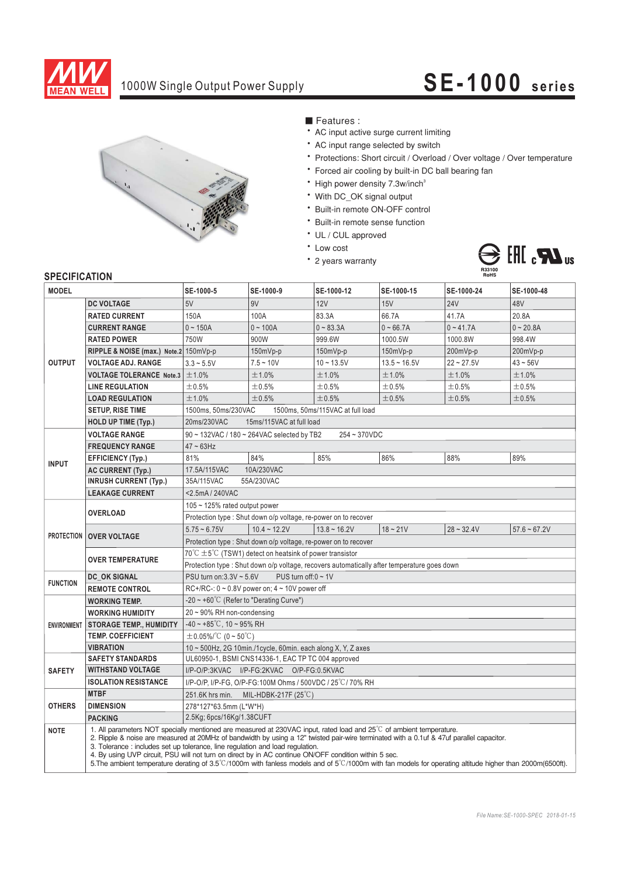# 1000W Single Output Power Supply — SE-1000 series

■ Features :

- AC input active surge current limiting
- AC input range selected by switch
- Protections: Short circuit / Overload / Over voltage / Over temperature
- Forced air cooling by built-in DC ball bearing fan
- High power density 7.3w/inch$^3$
- With DC_OK signal output
- Built-in remote ON-OFF control
- Built-in remote sense function
- UL / CUL approved
- Low cost
- 2 years warranty

R33100 RoHS

## SPECIFICATION

| MODEL | | SE-1000-5 | SE-1000-9 | SE-1000-12 | SE-1000-15 | SE-1000-24 | SE-1000-48 |
|---|---|---|---|---|---|---|---|
| OUTPUT | DC VOLTAGE | 5V | 9V | 12V | 15V | 24V | 48V |
| | RATED CURRENT | 150A | 100A | 83.3A | 66.7A | 41.7A | 20.8A |
| | CURRENT RANGE | 0 ~ 150A | 0 ~ 100A | 0 ~ 83.3A | 0 ~ 66.7A | 0 ~ 41.7A | 0 ~ 20.8A |
| | RATED POWER | 750W | 900W | 999.6W | 1000.5W | 1000.8W | 998.4W |
| | RIPPLE & NOISE (max.) Note.2 | 150mVp-p | 150mVp-p | 150mVp-p | 150mVp-p | 200mVp-p | 200mVp-p |
| | VOLTAGE ADJ. RANGE | 3.3 ~ 5.5V | 7.5 ~ 10V | 10 ~ 13.5V | 13.5 ~ 16.5V | 22 ~ 27.5V | 43 ~ 56V |
| | VOLTAGE TOLERANCE Note.3 | ±1.0% | ±1.0% | ±1.0% | ±1.0% | ±1.0% | ±1.0% |
| | LINE REGULATION | ±0.5% | ±0.5% | ±0.5% | ±0.5% | ±0.5% | ±0.5% |
| | LOAD REGULATION | ±1.0% | ±0.5% | ±0.5% | ±0.5% | ±0.5% | ±0.5% |
| | SETUP, RISE TIME | 1500ms, 50ms/230VAC 1500ms, 50ms/115VAC at full load | | | | | |
| | HOLD UP TIME (Typ.) | 20ms/230VAC 15ms/115VAC at full load | | | | | |
| INPUT | VOLTAGE RANGE | 90 ~ 132VAC / 180 ~ 264VAC selected by TB2 254 ~ 370VDC | | | | | |
| | FREQUENCY RANGE | 47 ~ 63Hz | | | | | |
| | EFFICIENCY (Typ.) | 81% | 84% | 85% | 86% | 88% | 89% |
| | AC CURRENT (Typ.) | 17.5A/115VAC 10A/230VAC | | | | | |
| | INRUSH CURRENT (Typ.) | 35A/115VAC 55A/230VAC | | | | | |
| | LEAKAGE CURRENT | <2.5mA / 240VAC | | | | | |
| PROTECTION | OVERLOAD | 105 ~ 125% rated output power | | | | | |
| | | Protection type : Shut down o/p voltage, re-power on to recover | | | | | |
| | OVER VOLTAGE | 5.75 ~ 6.75V | 10.4 ~ 12.2V | 13.8 ~ 16.2V | 18 ~ 21V | 28 ~ 32.4V | 57.6 ~ 67.2V |
| | | Protection type : Shut down o/p voltage, re-power on to recover | | | | | |
| | OVER TEMPERATURE | 70℃ ±5℃ (TSW1) detect on heatsink of power transistor | | | | | |
| | | Protection type : Shut down o/p voltage, recovers automatically after temperature goes down | | | | | |
| FUNCTION | DC_OK SIGNAL | PSU turn on:3.3V ~ 5.6V PUS turn off:0 ~ 1V | | | | | |
| | REMOTE CONTROL | RC+/RC-: 0 ~ 0.8V power on; 4 ~ 10V power off | | | | | |
| ENVIRONMENT | WORKING TEMP. | -20 ~ +60℃ (Refer to "Derating Curve") | | | | | |
| | WORKING HUMIDITY | 20 ~ 90% RH non-condensing | | | | | |
| | STORAGE TEMP., HUMIDITY | -40 ~ +85℃, 10 ~ 95% RH | | | | | |
| | TEMP. COEFFICIENT | ±0.05%/℃ (0 ~ 50℃) | | | | | |
| | VIBRATION | 10 ~ 500Hz, 2G 10min./1cycle, 60min. each along X, Y, Z axes | | | | | |
| SAFETY | SAFETY STANDARDS | UL60950-1, BSMI CNS14336-1, EAC TP TC 004 approved | | | | | |
| | WITHSTAND VOLTAGE | I/P-O/P:3KVAC I/P-FG:2KVAC O/P-FG:0.5KVAC | | | | | |
| | ISOLATION RESISTANCE | I/P-O/P, I/P-FG, O/P-FG:100M Ohms / 500VDC / 25℃/ 70% RH | | | | | |
| OTHERS | MTBF | 251.6K hrs min. MIL-HDBK-217F (25℃) | | | | | |
| | DIMENSION | 278*127*63.5mm (L*W*H) | | | | | |
| | PACKING | 2.5Kg; 6pcs/16Kg/1.38CUFT | | | | | |

**NOTE**

1. All parameters NOT specially mentioned are measured at 230VAC input, rated load and 25℃ of ambient temperature.
2. Ripple & noise are measured at 20MHz of bandwidth by using a 12" twisted pair-wire terminated with a 0.1uf & 47uf parallel capacitor.
3. Tolerance : includes set up tolerance, line regulation and load regulation.
4. By using UVP circuit, PSU will not turn on direct by in AC continue ON/OFF condition within 5 sec.
5. The ambient temperature derating of 3.5℃/1000m with fanless models and of 5℃/1000m with fan models for operating altitude higher than 2000m(6500ft).

*File Name:SE-1000-SPEC 2018-01-15*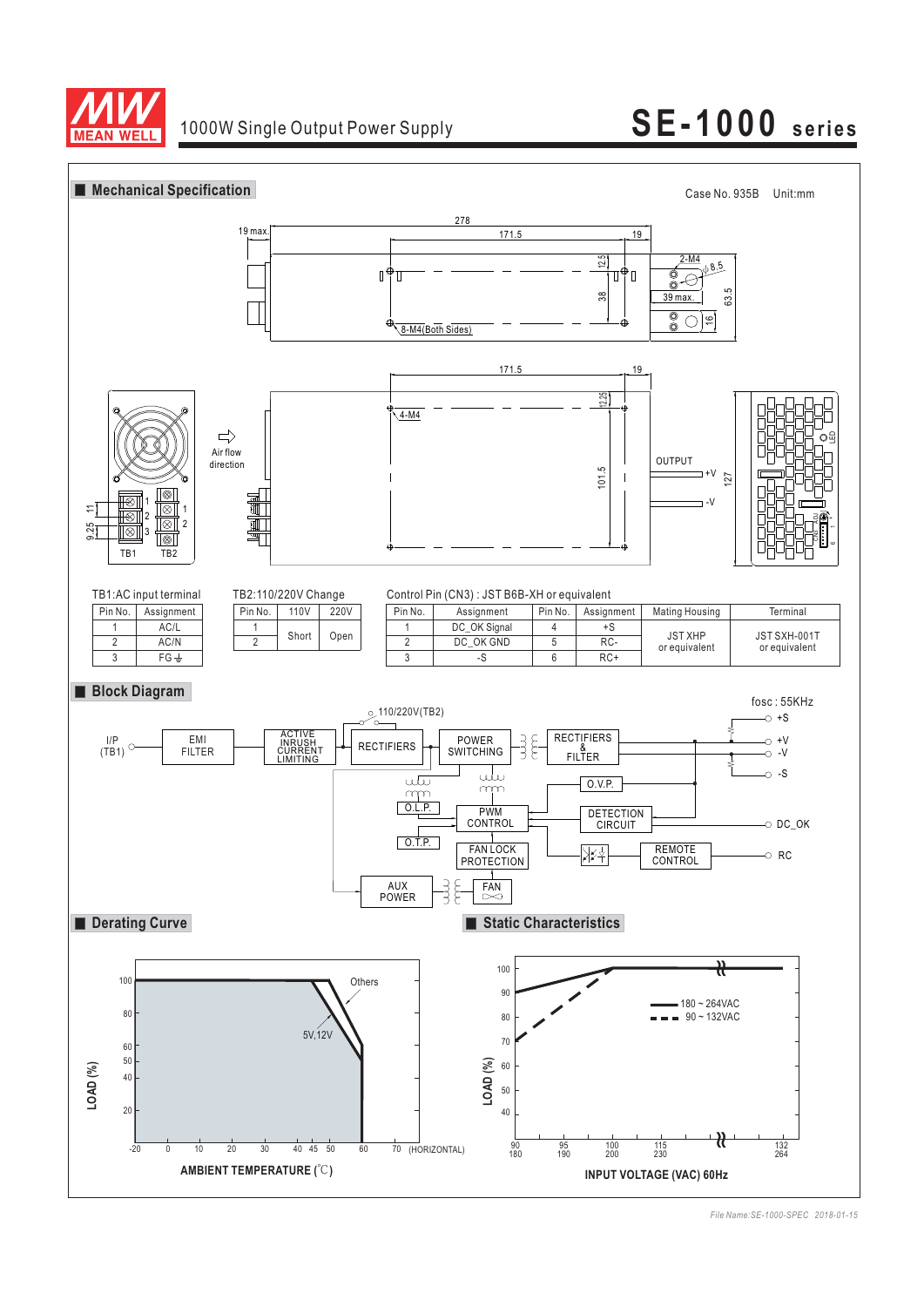## Mechanical Specification

Case No. 935B Unit:mm

19 max. 278 171.5 19 12.5 38 2-M4 ⌀8.5 39 max. 63.5 16 8-M4(Both Sides)

171.5 19 12.25 4-M4 101.5 OUTPUT +V -V 127 LED

Air flow direction

11 9.25 TB1 TB2

TB1:AC input terminal

| Pin No. | Assignment |
|---|---|
| 1 | AC/L |
| 2 | AC/N |
| 3 | FG ⏚ |

TB2:110/220V Change

| Pin No. | 110V | 220V |
|---|---|---|
| 1 | Short | Open |
| 2 | | |

Control Pin (CN3) : JST B6B-XH or equivalent

| Pin No. | Assignment | Pin No. | Assignment | Mating Housing | Terminal |
|---|---|---|---|---|---|
| 1 | DC_OK Signal | 4 | +S | JST XHP or equivalent | JST SXH-001T or equivalent |
| 2 | DC_OK GND | 5 | RC- | | |
| 3 | -S | 6 | RC+ | | |

## Block Diagram

fosc : 55KHz

I/P (TB1) → EMI FILTER → ACTIVE INRUSH CURRENT LIMITING → RECTIFIERS (110/220V(TB2)) → POWER SWITCHING → RECTIFIERS & FILTER → +S, +V, -V, -S

O.L.P., O.T.P., PWM CONTROL, FAN LOCK PROTECTION, O.V.P., DETECTION CIRCUIT → DC_OK, REMOTE CONTROL → RC, AUX POWER, FAN

## Derating Curve

LOAD (%) vs AMBIENT TEMPERATURE (℃) (HORIZONTAL)

Curves: Others; 5V,12V

## Static Characteristics

LOAD (%) vs INPUT VOLTAGE (VAC) 60Hz

—— 180 ~ 264VAC
- - - 90 ~ 132VAC

File Name:SE-1000-SPEC 2018-01-15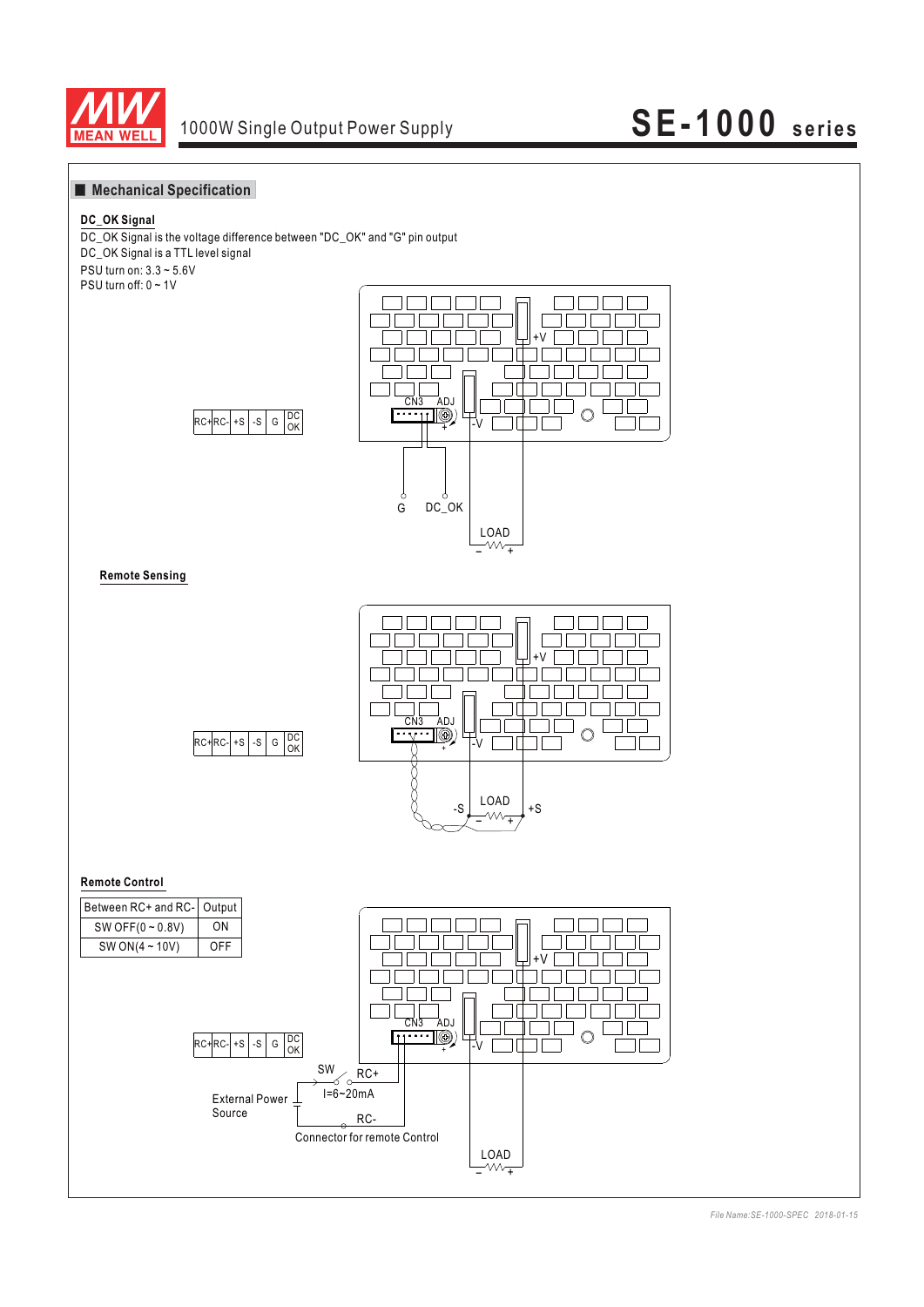## Mechanical Specification

**DC_OK Signal**

DC_OK Signal is the voltage difference between "DC_OK" and "G" pin output

DC_OK Signal is a TTL level signal

PSU turn on: 3.3 ~ 5.6V

PSU turn off: 0 ~ 1V

RC+ RC- +S -S G DC OK

CN3 ADJ +V -V

G DC_OK

LOAD

**Remote Sensing**

RC+ RC- +S -S G DC OK

CN3 ADJ +V -V

-S LOAD +S

**Remote Control**

| Between RC+ and RC- | Output |
|---|---|
| SW OFF(0 ~ 0.8V) | ON |
| SW ON(4 ~ 10V) | OFF |

RC+ RC- +S -S G DC OK

CN3 ADJ +V -V

SW RC+

I=6~20mA

External Power Source

RC-

Connector for remote Control

LOAD

*File Name:SE-1000-SPEC 2018-01-15*